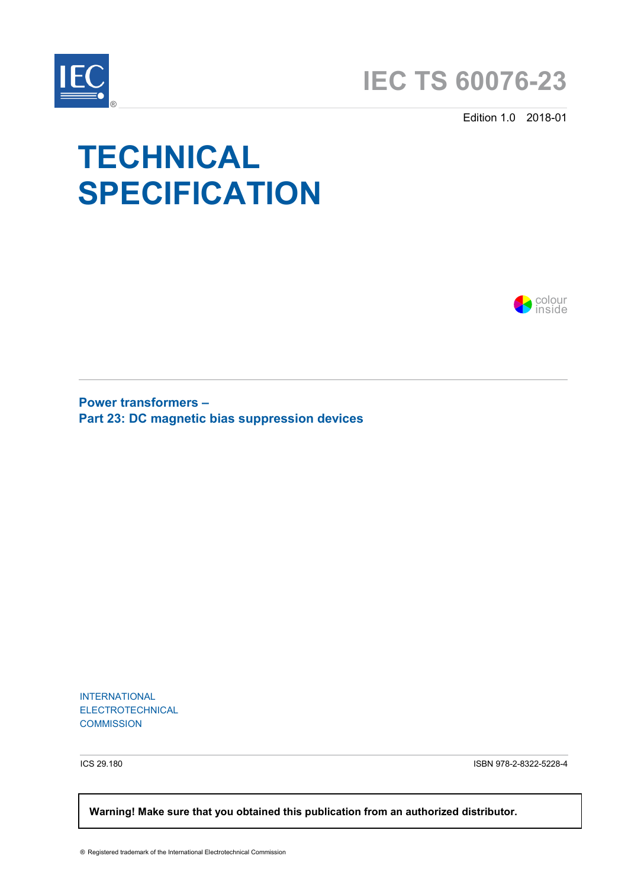IEC®

# IEC TS 60076-23

Edition 1.0 2018-01

# TECHNICAL SPECIFICATION

colour inside

## Power transformers –
## Part 23: DC magnetic bias suppression devices

INTERNATIONAL
ELECTROTECHNICAL
COMMISSION

ICS 29.180

ISBN 978-2-8322-5228-4

**Warning! Make sure that you obtained this publication from an authorized distributor.**

® Registered trademark of the International Electrotechnical Commission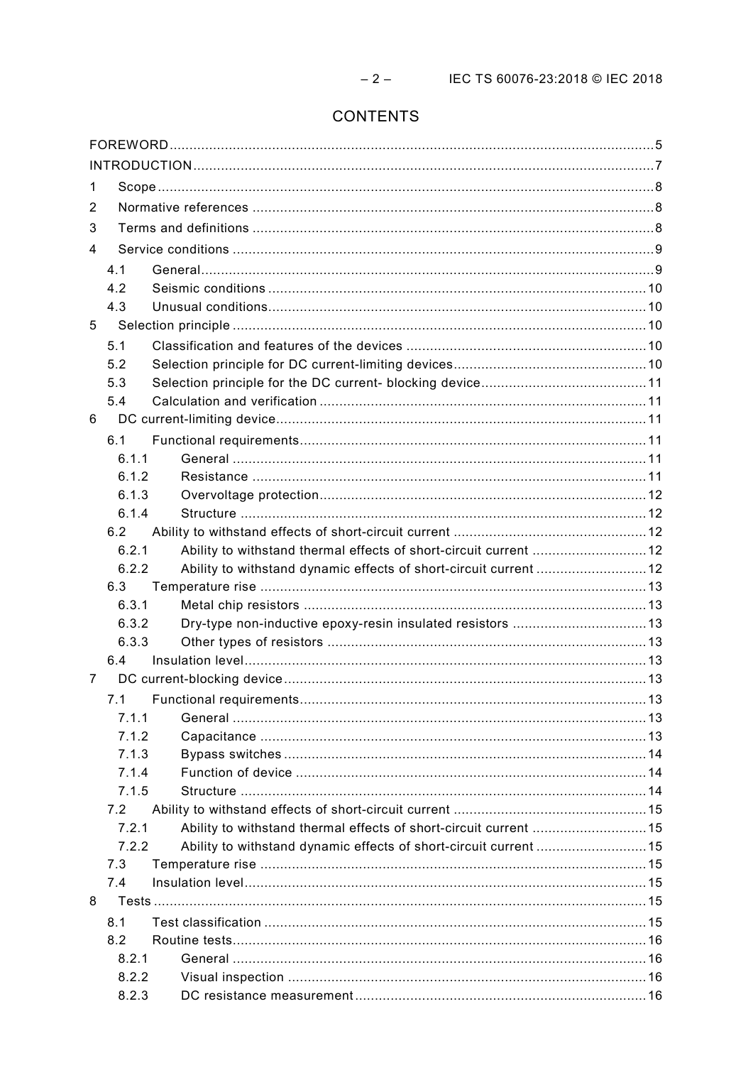# CONTENTS

FOREWORD .... 5
INTRODUCTION .... 7
1 Scope .... 8
2 Normative references .... 8
3 Terms and definitions .... 8
4 Service conditions .... 9
- 4.1 General .... 9
- 4.2 Seismic conditions .... 10
- 4.3 Unusual conditions .... 10

5 Selection principle .... 10
- 5.1 Classification and features of the devices .... 10
- 5.2 Selection principle for DC current-limiting devices .... 10
- 5.3 Selection principle for the DC current- blocking device .... 11
- 5.4 Calculation and verification .... 11

6 DC current-limiting device .... 11
- 6.1 Functional requirements .... 11
  - 6.1.1 General .... 11
  - 6.1.2 Resistance .... 11
  - 6.1.3 Overvoltage protection .... 12
  - 6.1.4 Structure .... 12
- 6.2 Ability to withstand effects of short-circuit current .... 12
  - 6.2.1 Ability to withstand thermal effects of short-circuit current .... 12
  - 6.2.2 Ability to withstand dynamic effects of short-circuit current .... 12
- 6.3 Temperature rise .... 13
  - 6.3.1 Metal chip resistors .... 13
  - 6.3.2 Dry-type non-inductive epoxy-resin insulated resistors .... 13
  - 6.3.3 Other types of resistors .... 13
- 6.4 Insulation level .... 13

7 DC current-blocking device .... 13
- 7.1 Functional requirements .... 13
  - 7.1.1 General .... 13
  - 7.1.2 Capacitance .... 13
  - 7.1.3 Bypass switches .... 14
  - 7.1.4 Function of device .... 14
  - 7.1.5 Structure .... 14
- 7.2 Ability to withstand effects of short-circuit current .... 15
  - 7.2.1 Ability to withstand thermal effects of short-circuit current .... 15
  - 7.2.2 Ability to withstand dynamic effects of short-circuit current .... 15
- 7.3 Temperature rise .... 15
- 7.4 Insulation level .... 15

8 Tests .... 15
- 8.1 Test classification .... 15
- 8.2 Routine tests .... 16
  - 8.2.1 General .... 16
  - 8.2.2 Visual inspection .... 16
  - 8.2.3 DC resistance measurement .... 16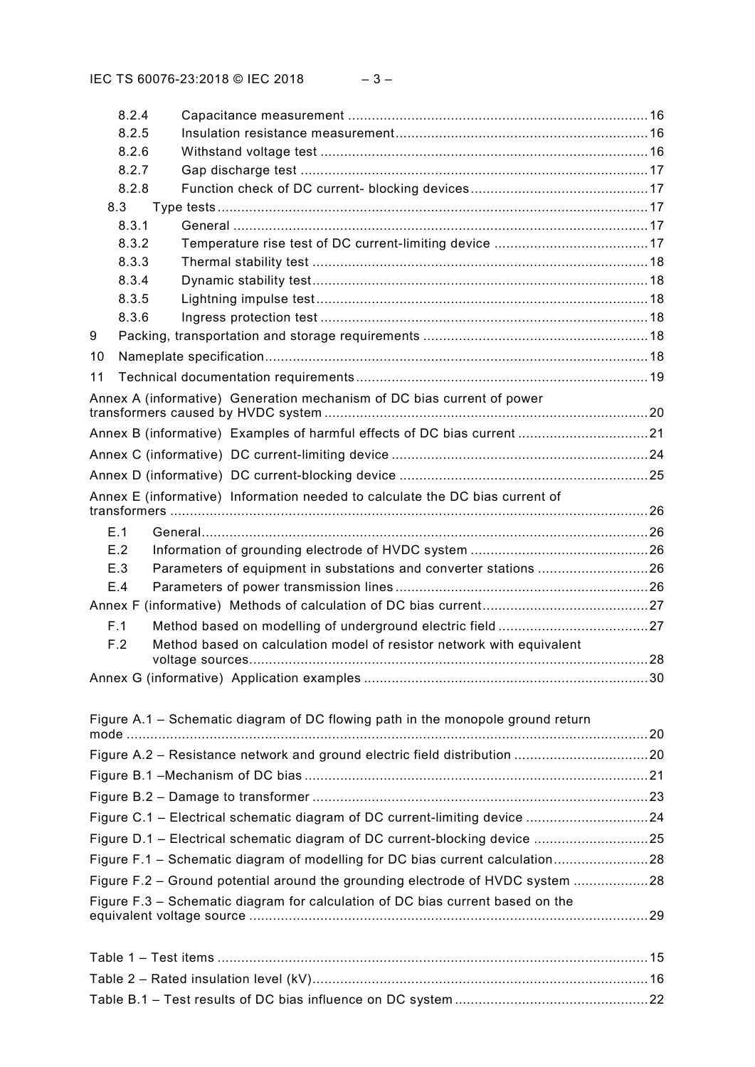8.2.4 Capacitance measurement ... 16
8.2.5 Insulation resistance measurement ... 16
8.2.6 Withstand voltage test ... 16
8.2.7 Gap discharge test ... 17
8.2.8 Function check of DC current- blocking devices ... 17
8.3 Type tests ... 17
8.3.1 General ... 17
8.3.2 Temperature rise test of DC current-limiting device ... 17
8.3.3 Thermal stability test ... 18
8.3.4 Dynamic stability test ... 18
8.3.5 Lightning impulse test ... 18
8.3.6 Ingress protection test ... 18
9 Packing, transportation and storage requirements ... 18
10 Nameplate specification ... 18
11 Technical documentation requirements ... 19
Annex A (informative) Generation mechanism of DC bias current of power transformers caused by HVDC system ... 20
Annex B (informative) Examples of harmful effects of DC bias current ... 21
Annex C (informative) DC current-limiting device ... 24
Annex D (informative) DC current-blocking device ... 25
Annex E (informative) Information needed to calculate the DC bias current of transformers ... 26
E.1 General ... 26
E.2 Information of grounding electrode of HVDC system ... 26
E.3 Parameters of equipment in substations and converter stations ... 26
E.4 Parameters of power transmission lines ... 26
Annex F (informative) Methods of calculation of DC bias current ... 27
F.1 Method based on modelling of underground electric field ... 27
F.2 Method based on calculation model of resistor network with equivalent voltage sources ... 28
Annex G (informative) Application examples ... 30

Figure A.1 – Schematic diagram of DC flowing path in the monopole ground return mode ... 20
Figure A.2 – Resistance network and ground electric field distribution ... 20
Figure B.1 –Mechanism of DC bias ... 21
Figure B.2 – Damage to transformer ... 23
Figure C.1 – Electrical schematic diagram of DC current-limiting device ... 24
Figure D.1 – Electrical schematic diagram of DC current-blocking device ... 25
Figure F.1 – Schematic diagram of modelling for DC bias current calculation ... 28
Figure F.2 – Ground potential around the grounding electrode of HVDC system ... 28
Figure F.3 – Schematic diagram for calculation of DC bias current based on the equivalent voltage source ... 29

Table 1 – Test items ... 15
Table 2 – Rated insulation level (kV) ... 16
Table B.1 – Test results of DC bias influence on DC system ... 22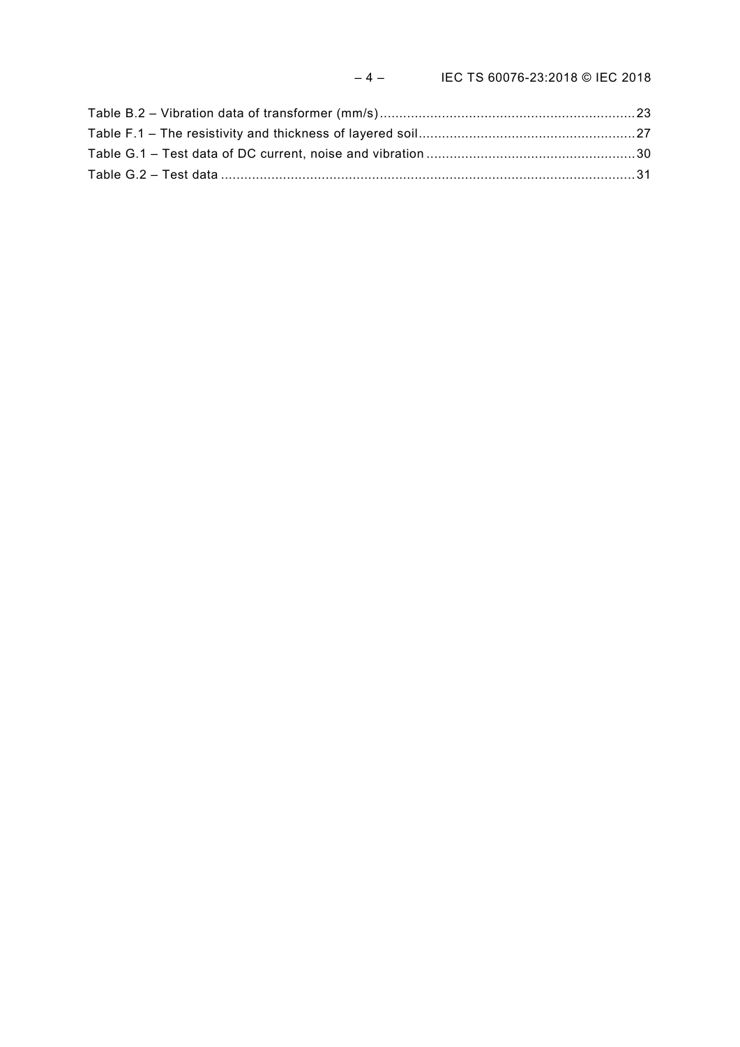Table B.2 – Vibration data of transformer (mm/s) ..... 23
Table F.1 – The resistivity and thickness of layered soil ..... 27
Table G.1 – Test data of DC current, noise and vibration ..... 30
Table G.2 – Test data ..... 31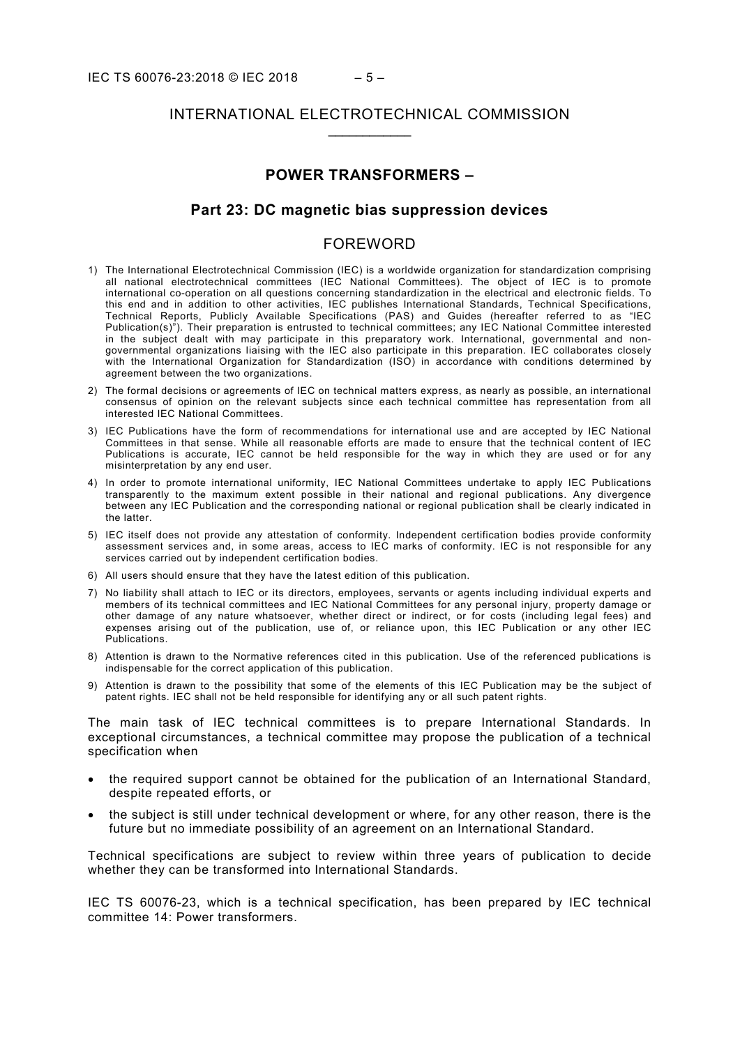# INTERNATIONAL ELECTROTECHNICAL COMMISSION

____________

## POWER TRANSFORMERS –

## Part 23: DC magnetic bias suppression devices

## FOREWORD

1) The International Electrotechnical Commission (IEC) is a worldwide organization for standardization comprising all national electrotechnical committees (IEC National Committees). The object of IEC is to promote international co-operation on all questions concerning standardization in the electrical and electronic fields. To this end and in addition to other activities, IEC publishes International Standards, Technical Specifications, Technical Reports, Publicly Available Specifications (PAS) and Guides (hereafter referred to as "IEC Publication(s)"). Their preparation is entrusted to technical committees; any IEC National Committee interested in the subject dealt with may participate in this preparatory work. International, governmental and non-governmental organizations liaising with the IEC also participate in this preparation. IEC collaborates closely with the International Organization for Standardization (ISO) in accordance with conditions determined by agreement between the two organizations.
2) The formal decisions or agreements of IEC on technical matters express, as nearly as possible, an international consensus of opinion on the relevant subjects since each technical committee has representation from all interested IEC National Committees.
3) IEC Publications have the form of recommendations for international use and are accepted by IEC National Committees in that sense. While all reasonable efforts are made to ensure that the technical content of IEC Publications is accurate, IEC cannot be held responsible for the way in which they are used or for any misinterpretation by any end user.
4) In order to promote international uniformity, IEC National Committees undertake to apply IEC Publications transparently to the maximum extent possible in their national and regional publications. Any divergence between any IEC Publication and the corresponding national or regional publication shall be clearly indicated in the latter.
5) IEC itself does not provide any attestation of conformity. Independent certification bodies provide conformity assessment services and, in some areas, access to IEC marks of conformity. IEC is not responsible for any services carried out by independent certification bodies.
6) All users should ensure that they have the latest edition of this publication.
7) No liability shall attach to IEC or its directors, employees, servants or agents including individual experts and members of its technical committees and IEC National Committees for any personal injury, property damage or other damage of any nature whatsoever, whether direct or indirect, or for costs (including legal fees) and expenses arising out of the publication, use of, or reliance upon, this IEC Publication or any other IEC Publications.
8) Attention is drawn to the Normative references cited in this publication. Use of the referenced publications is indispensable for the correct application of this publication.
9) Attention is drawn to the possibility that some of the elements of this IEC Publication may be the subject of patent rights. IEC shall not be held responsible for identifying any or all such patent rights.

The main task of IEC technical committees is to prepare International Standards. In exceptional circumstances, a technical committee may propose the publication of a technical specification when

- the required support cannot be obtained for the publication of an International Standard, despite repeated efforts, or
- the subject is still under technical development or where, for any other reason, there is the future but no immediate possibility of an agreement on an International Standard.

Technical specifications are subject to review within three years of publication to decide whether they can be transformed into International Standards.

IEC TS 60076-23, which is a technical specification, has been prepared by IEC technical committee 14: Power transformers.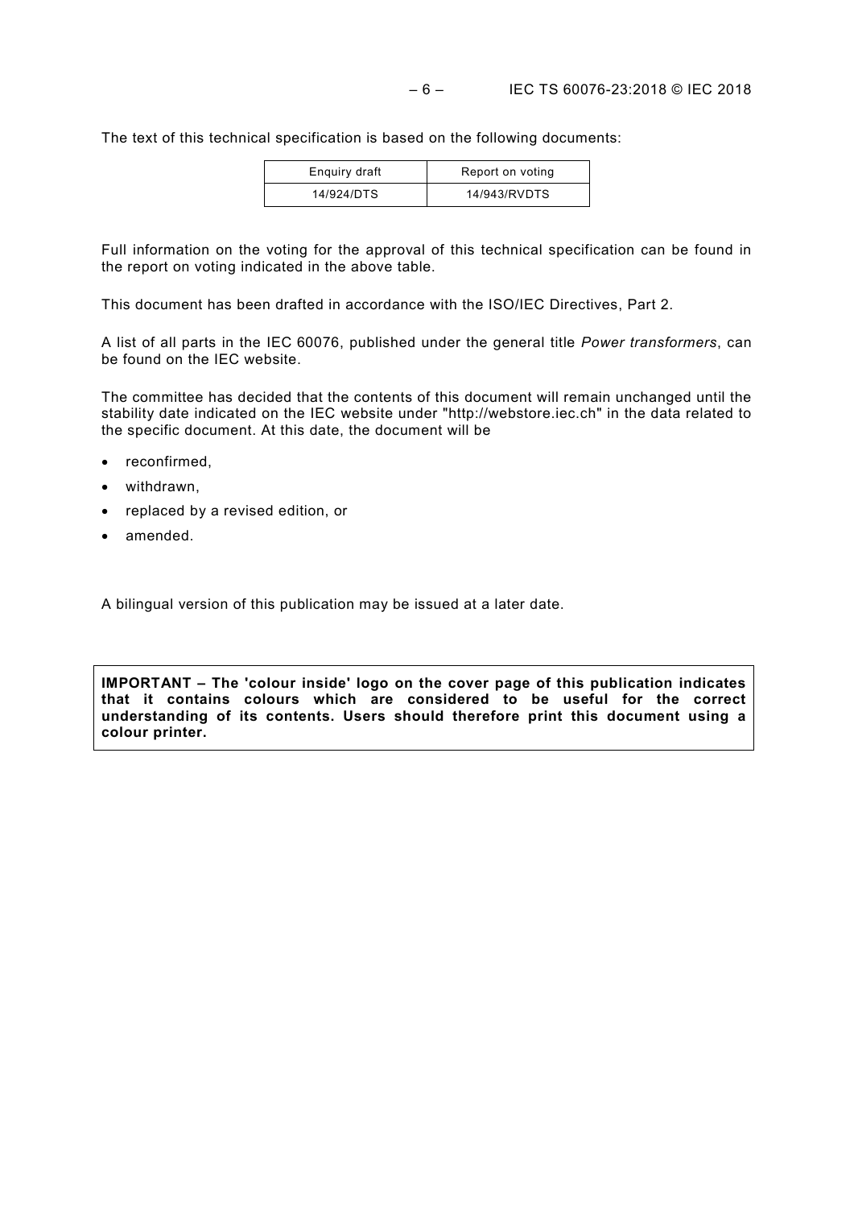The text of this technical specification is based on the following documents:

| Enquiry draft | Report on voting |
|---|---|
| 14/924/DTS | 14/943/RVDTS |

Full information on the voting for the approval of this technical specification can be found in the report on voting indicated in the above table.

This document has been drafted in accordance with the ISO/IEC Directives, Part 2.

A list of all parts in the IEC 60076, published under the general title *Power transformers*, can be found on the IEC website.

The committee has decided that the contents of this document will remain unchanged until the stability date indicated on the IEC website under "http://webstore.iec.ch" in the data related to the specific document. At this date, the document will be

- reconfirmed,
- withdrawn,
- replaced by a revised edition, or
- amended.

A bilingual version of this publication may be issued at a later date.

**IMPORTANT – The 'colour inside' logo on the cover page of this publication indicates that it contains colours which are considered to be useful for the correct understanding of its contents. Users should therefore print this document using a colour printer.**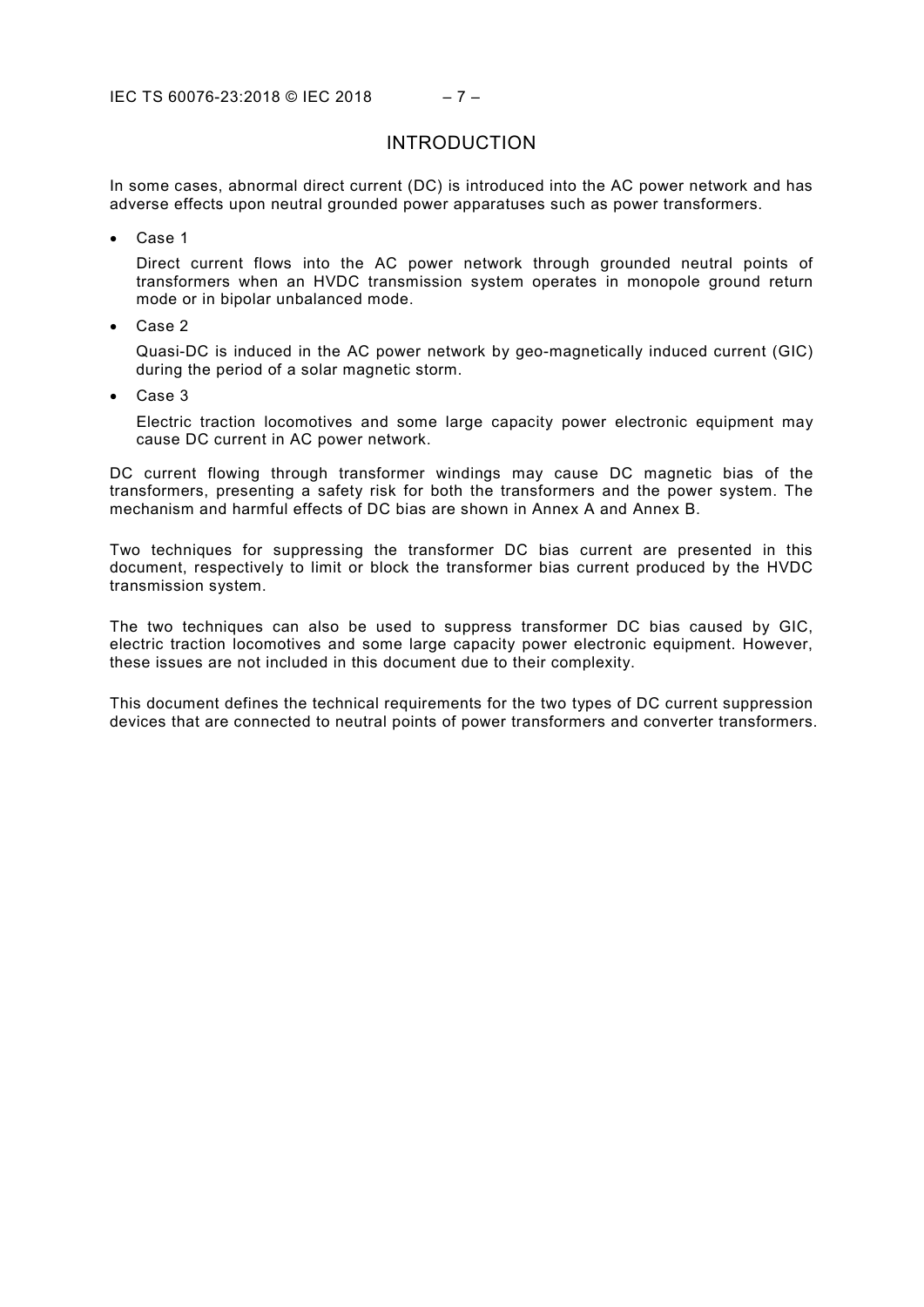# INTRODUCTION

In some cases, abnormal direct current (DC) is introduced into the AC power network and has adverse effects upon neutral grounded power apparatuses such as power transformers.

- Case 1

  Direct current flows into the AC power network through grounded neutral points of transformers when an HVDC transmission system operates in monopole ground return mode or in bipolar unbalanced mode.

- Case 2

  Quasi-DC is induced in the AC power network by geo-magnetically induced current (GIC) during the period of a solar magnetic storm.

- Case 3

  Electric traction locomotives and some large capacity power electronic equipment may cause DC current in AC power network.

DC current flowing through transformer windings may cause DC magnetic bias of the transformers, presenting a safety risk for both the transformers and the power system. The mechanism and harmful effects of DC bias are shown in Annex A and Annex B.

Two techniques for suppressing the transformer DC bias current are presented in this document, respectively to limit or block the transformer bias current produced by the HVDC transmission system.

The two techniques can also be used to suppress transformer DC bias caused by GIC, electric traction locomotives and some large capacity power electronic equipment. However, these issues are not included in this document due to their complexity.

This document defines the technical requirements for the two types of DC current suppression devices that are connected to neutral points of power transformers and converter transformers.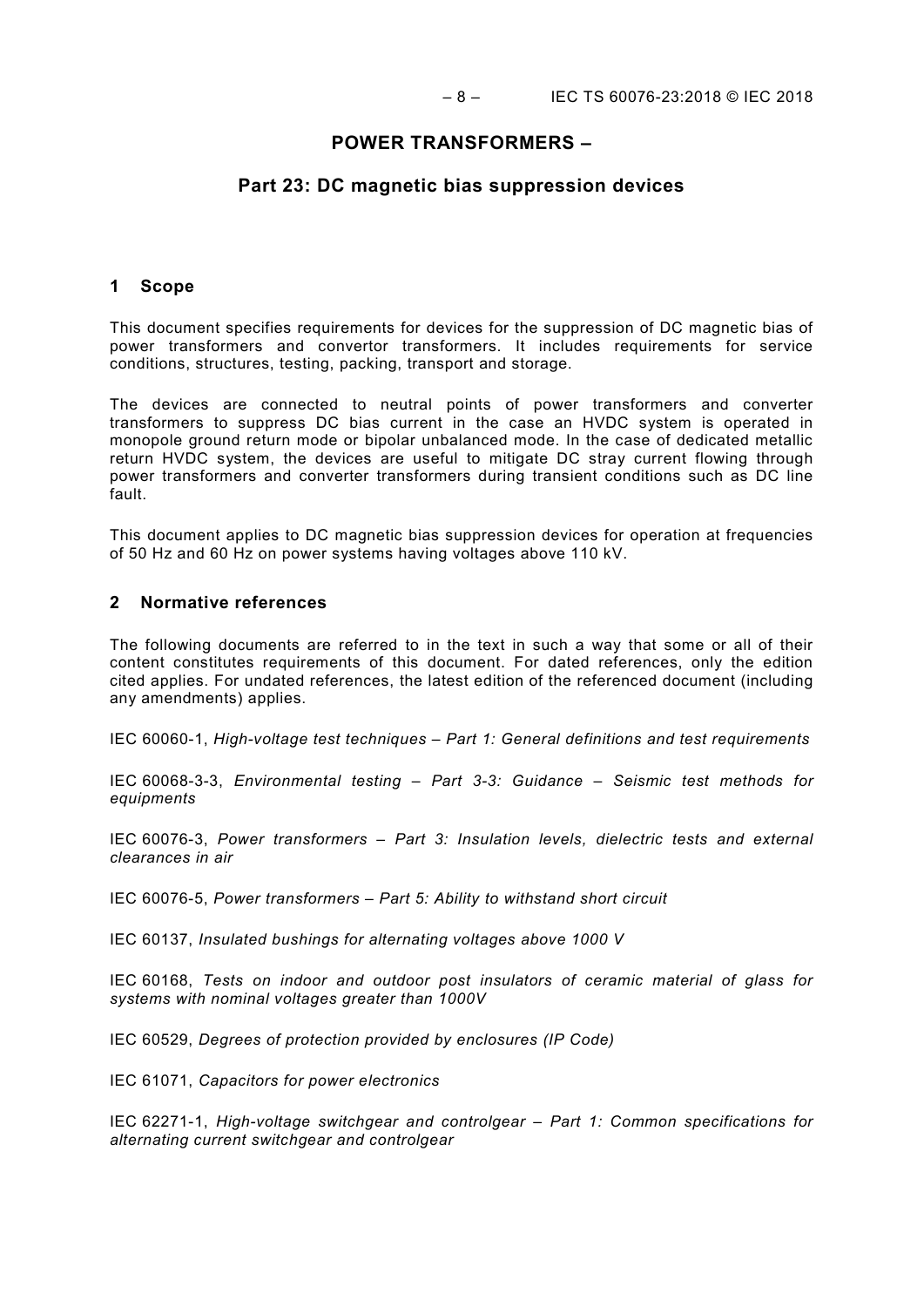# POWER TRANSFORMERS –

## Part 23: DC magnetic bias suppression devices

## 1 Scope

This document specifies requirements for devices for the suppression of DC magnetic bias of power transformers and convertor transformers. It includes requirements for service conditions, structures, testing, packing, transport and storage.

The devices are connected to neutral points of power transformers and converter transformers to suppress DC bias current in the case an HVDC system is operated in monopole ground return mode or bipolar unbalanced mode. In the case of dedicated metallic return HVDC system, the devices are useful to mitigate DC stray current flowing through power transformers and converter transformers during transient conditions such as DC line fault.

This document applies to DC magnetic bias suppression devices for operation at frequencies of 50 Hz and 60 Hz on power systems having voltages above 110 kV.

## 2 Normative references

The following documents are referred to in the text in such a way that some or all of their content constitutes requirements of this document. For dated references, only the edition cited applies. For undated references, the latest edition of the referenced document (including any amendments) applies.

IEC 60060-1, *High-voltage test techniques – Part 1: General definitions and test requirements*

IEC 60068-3-3, *Environmental testing – Part 3-3: Guidance – Seismic test methods for equipments*

IEC 60076-3, *Power transformers – Part 3: Insulation levels, dielectric tests and external clearances in air*

IEC 60076-5, *Power transformers – Part 5: Ability to withstand short circuit*

IEC 60137, *Insulated bushings for alternating voltages above 1000 V*

IEC 60168, *Tests on indoor and outdoor post insulators of ceramic material of glass for systems with nominal voltages greater than 1000V*

IEC 60529, *Degrees of protection provided by enclosures (IP Code)*

IEC 61071, *Capacitors for power electronics*

IEC 62271-1, *High-voltage switchgear and controlgear – Part 1: Common specifications for alternating current switchgear and controlgear*